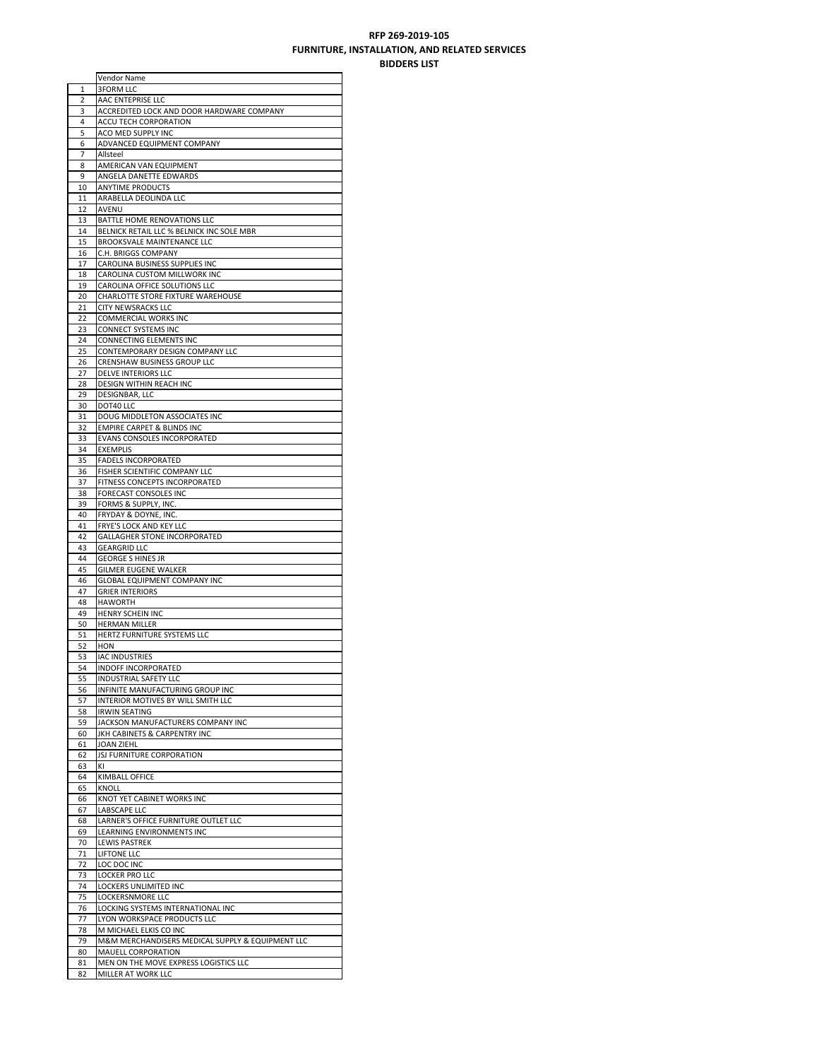# RFP 269-2019-105
## FURNITURE, INSTALLATION, AND RELATED SERVICES
### BIDDERS LIST

| | Vendor Name |
|---|---|
| 1 | 3FORM LLC |
| 2 | AAC ENTEPRISE LLC |
| 3 | ACCREDITED LOCK AND DOOR HARDWARE COMPANY |
| 4 | ACCU TECH CORPORATION |
| 5 | ACO MED SUPPLY INC |
| 6 | ADVANCED EQUIPMENT COMPANY |
| 7 | Allsteel |
| 8 | AMERICAN VAN EQUIPMENT |
| 9 | ANGELA DANETTE EDWARDS |
| 10 | ANYTIME PRODUCTS |
| 11 | ARABELLA DEOLINDA LLC |
| 12 | AVENU |
| 13 | BATTLE HOME RENOVATIONS LLC |
| 14 | BELNICK RETAIL LLC % BELNICK INC SOLE MBR |
| 15 | BROOKSVALE MAINTENANCE LLC |
| 16 | C.H. BRIGGS COMPANY |
| 17 | CAROLINA BUSINESS SUPPLIES INC |
| 18 | CAROLINA CUSTOM MILLWORK INC |
| 19 | CAROLINA OFFICE SOLUTIONS LLC |
| 20 | CHARLOTTE STORE FIXTURE WAREHOUSE |
| 21 | CITY NEWSRACKS LLC |
| 22 | COMMERCIAL WORKS INC |
| 23 | CONNECT SYSTEMS INC |
| 24 | CONNECTING ELEMENTS INC |
| 25 | CONTEMPORARY DESIGN COMPANY LLC |
| 26 | CRENSHAW BUSINESS GROUP LLC |
| 27 | DELVE INTERIORS LLC |
| 28 | DESIGN WITHIN REACH INC |
| 29 | DESIGNBAR, LLC |
| 30 | DOT40 LLC |
| 31 | DOUG MIDDLETON ASSOCIATES INC |
| 32 | EMPIRE CARPET & BLINDS INC |
| 33 | EVANS CONSOLES INCORPORATED |
| 34 | EXEMPLIS |
| 35 | FADELS INCORPORATED |
| 36 | FISHER SCIENTIFIC COMPANY LLC |
| 37 | FITNESS CONCEPTS INCORPORATED |
| 38 | FORECAST CONSOLES INC |
| 39 | FORMS & SUPPLY, INC. |
| 40 | FRYDAY & DOYNE, INC. |
| 41 | FRYE'S LOCK AND KEY LLC |
| 42 | GALLAGHER STONE INCORPORATED |
| 43 | GEARGRID LLC |
| 44 | GEORGE S HINES JR |
| 45 | GILMER EUGENE WALKER |
| 46 | GLOBAL EQUIPMENT COMPANY INC |
| 47 | GRIER INTERIORS |
| 48 | HAWORTH |
| 49 | HENRY SCHEIN INC |
| 50 | HERMAN MILLER |
| 51 | HERTZ FURNITURE SYSTEMS LLC |
| 52 | HON |
| 53 | IAC INDUSTRIES |
| 54 | INDOFF INCORPORATED |
| 55 | INDUSTRIAL SAFETY LLC |
| 56 | INFINITE MANUFACTURING GROUP INC |
| 57 | INTERIOR MOTIVES BY WILL SMITH LLC |
| 58 | IRWIN SEATING |
| 59 | JACKSON MANUFACTURERS COMPANY INC |
| 60 | JKH CABINETS & CARPENTRY INC |
| 61 | JOAN ZIEHL |
| 62 | JSJ FURNITURE CORPORATION |
| 63 | KI |
| 64 | KIMBALL OFFICE |
| 65 | KNOLL |
| 66 | KNOT YET CABINET WORKS INC |
| 67 | LABSCAPE LLC |
| 68 | LARNER'S OFFICE FURNITURE OUTLET LLC |
| 69 | LEARNING ENVIRONMENTS INC |
| 70 | LEWIS PASTREK |
| 71 | LIFTONE LLC |
| 72 | LOC DOC INC |
| 73 | LOCKER PRO LLC |
| 74 | LOCKERS UNLIMITED INC |
| 75 | LOCKERSNMORE LLC |
| 76 | LOCKING SYSTEMS INTERNATIONAL INC |
| 77 | LYON WORKSPACE PRODUCTS LLC |
| 78 | M MICHAEL ELKIS CO INC |
| 79 | M&M MERCHANDISERS MEDICAL SUPPLY & EQUIPMENT LLC |
| 80 | MAUELL CORPORATION |
| 81 | MEN ON THE MOVE EXPRESS LOGISTICS LLC |
| 82 | MILLER AT WORK LLC |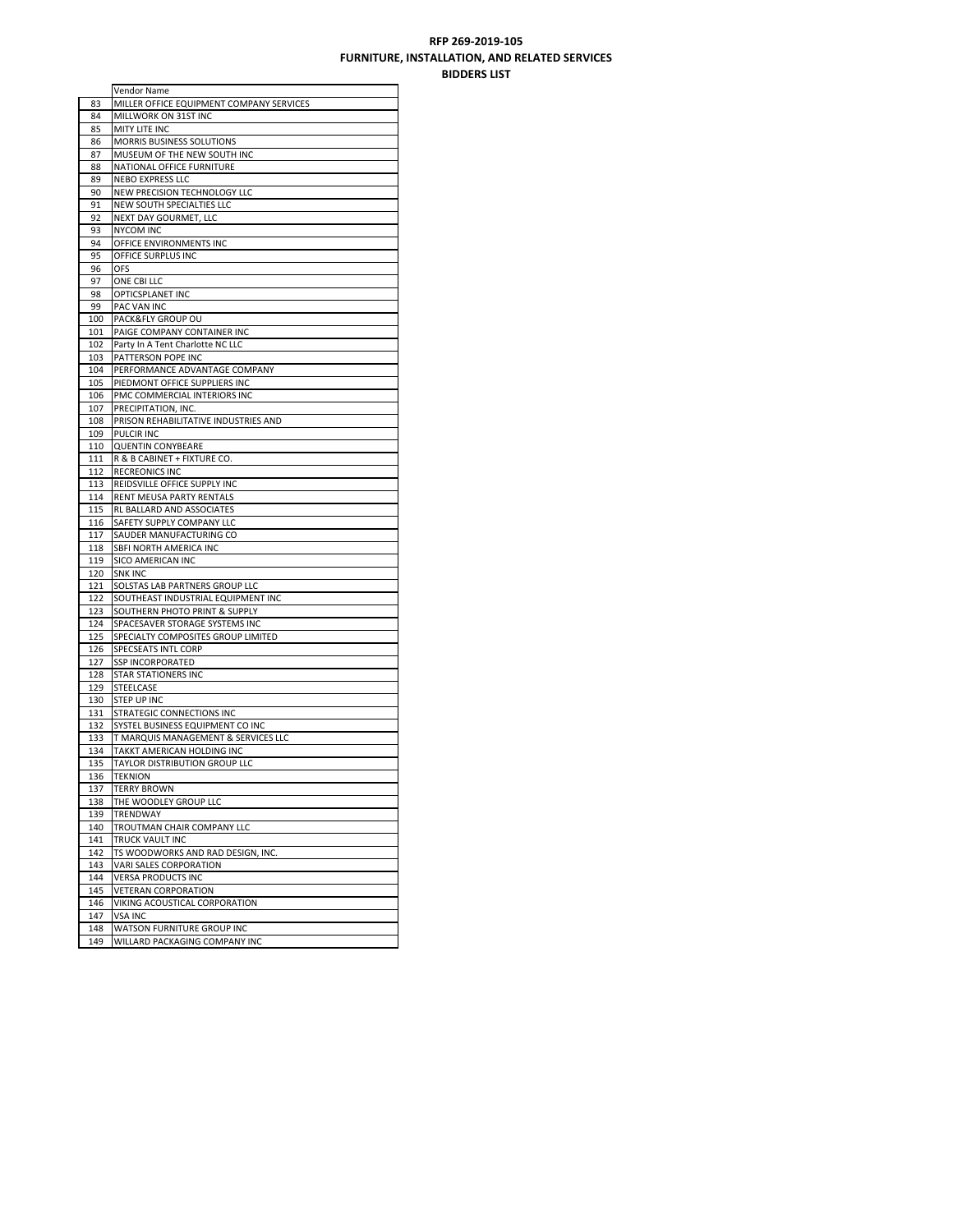**RFP 269-2019-105**
**FURNITURE, INSTALLATION, AND RELATED SERVICES**
**BIDDERS LIST**

| | Vendor Name |
|---|---|
| 83 | MILLER OFFICE EQUIPMENT COMPANY SERVICES |
| 84 | MILLWORK ON 31ST INC |
| 85 | MITY LITE INC |
| 86 | MORRIS BUSINESS SOLUTIONS |
| 87 | MUSEUM OF THE NEW SOUTH INC |
| 88 | NATIONAL OFFICE FURNITURE |
| 89 | NEBO EXPRESS LLC |
| 90 | NEW PRECISION TECHNOLOGY LLC |
| 91 | NEW SOUTH SPECIALTIES LLC |
| 92 | NEXT DAY GOURMET, LLC |
| 93 | NYCOM INC |
| 94 | OFFICE ENVIRONMENTS INC |
| 95 | OFFICE SURPLUS INC |
| 96 | OFS |
| 97 | ONE CBI LLC |
| 98 | OPTICSPLANET INC |
| 99 | PAC VAN INC |
| 100 | PACK&FLY GROUP OU |
| 101 | PAIGE COMPANY CONTAINER INC |
| 102 | Party In A Tent Charlotte NC LLC |
| 103 | PATTERSON POPE INC |
| 104 | PERFORMANCE ADVANTAGE COMPANY |
| 105 | PIEDMONT OFFICE SUPPLIERS INC |
| 106 | PMC COMMERCIAL INTERIORS INC |
| 107 | PRECIPITATION, INC. |
| 108 | PRISON REHABILITATIVE INDUSTRIES AND |
| 109 | PULCIR INC |
| 110 | QUENTIN CONYBEARE |
| 111 | R & B CABINET + FIXTURE CO. |
| 112 | RECREONICS INC |
| 113 | REIDSVILLE OFFICE SUPPLY INC |
| 114 | RENT MEUSA PARTY RENTALS |
| 115 | RL BALLARD AND ASSOCIATES |
| 116 | SAFETY SUPPLY COMPANY LLC |
| 117 | SAUDER MANUFACTURING CO |
| 118 | SBFI NORTH AMERICA INC |
| 119 | SICO AMERICAN INC |
| 120 | SNK INC |
| 121 | SOLSTAS LAB PARTNERS GROUP LLC |
| 122 | SOUTHEAST INDUSTRIAL EQUIPMENT INC |
| 123 | SOUTHERN PHOTO PRINT & SUPPLY |
| 124 | SPACESAVER STORAGE SYSTEMS INC |
| 125 | SPECIALTY COMPOSITES GROUP LIMITED |
| 126 | SPECSEATS INTL CORP |
| 127 | SSP INCORPORATED |
| 128 | STAR STATIONERS INC |
| 129 | STEELCASE |
| 130 | STEP UP INC |
| 131 | STRATEGIC CONNECTIONS INC |
| 132 | SYSTEL BUSINESS EQUIPMENT CO INC |
| 133 | T MARQUIS MANAGEMENT & SERVICES LLC |
| 134 | TAKKT AMERICAN HOLDING INC |
| 135 | TAYLOR DISTRIBUTION GROUP LLC |
| 136 | TEKNION |
| 137 | TERRY BROWN |
| 138 | THE WOODLEY GROUP LLC |
| 139 | TRENDWAY |
| 140 | TROUTMAN CHAIR COMPANY LLC |
| 141 | TRUCK VAULT INC |
| 142 | TS WOODWORKS AND RAD DESIGN, INC. |
| 143 | VARI SALES CORPORATION |
| 144 | VERSA PRODUCTS INC |
| 145 | VETERAN CORPORATION |
| 146 | VIKING ACOUSTICAL CORPORATION |
| 147 | VSA INC |
| 148 | WATSON FURNITURE GROUP INC |
| 149 | WILLARD PACKAGING COMPANY INC |